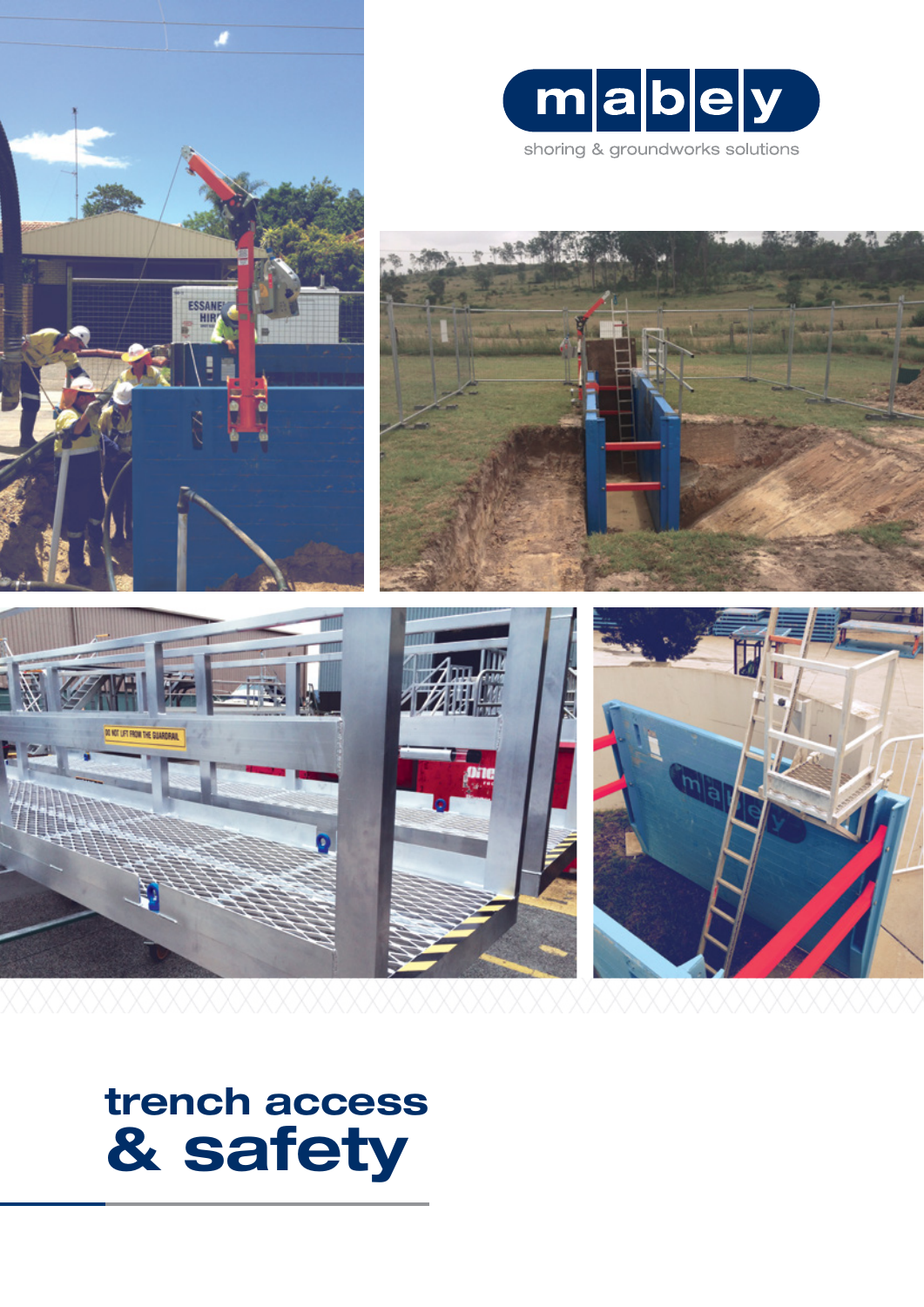mabey

shoring & groundworks solutions

# trench access & safety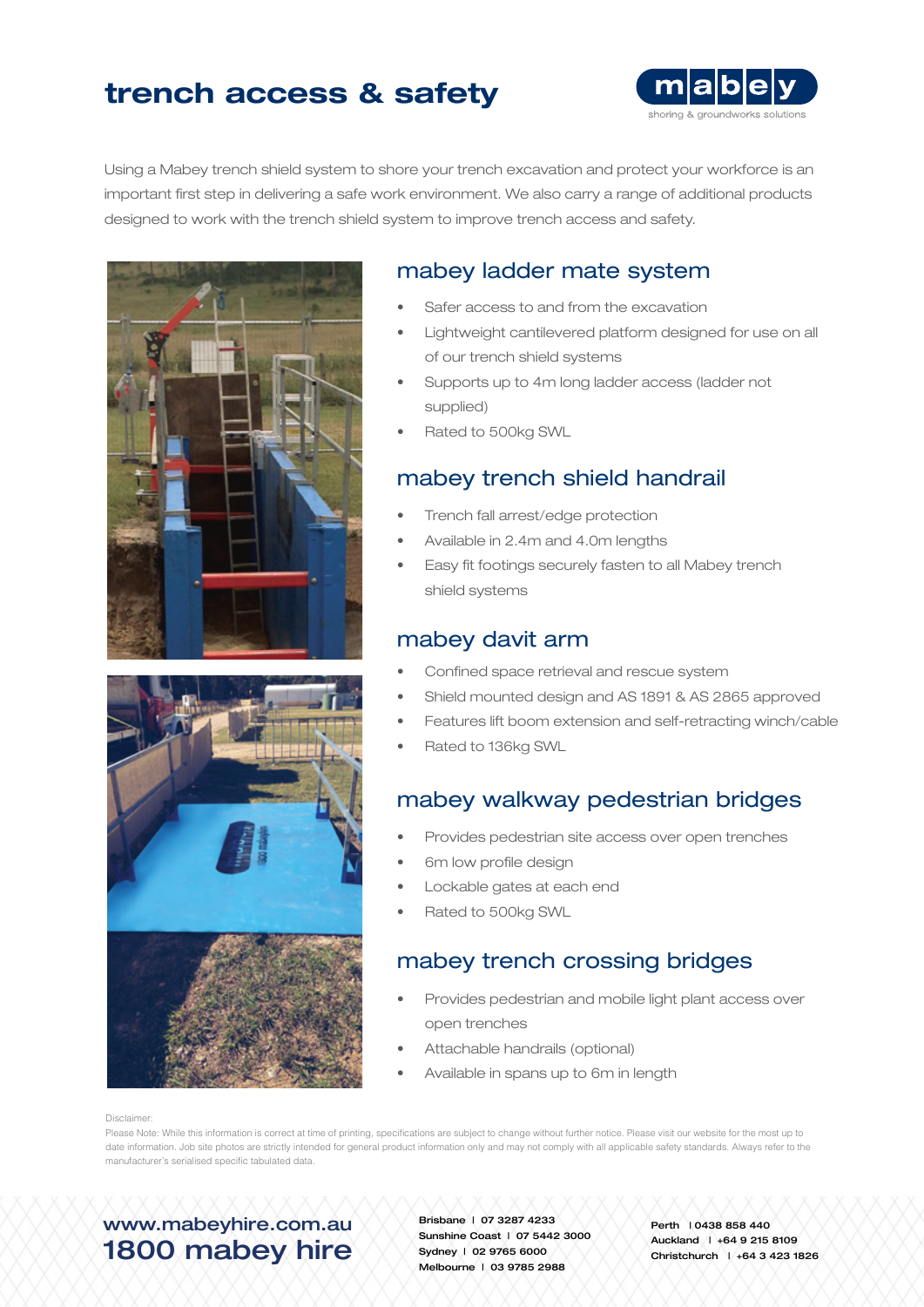# trench access & safety

mabey
shoring & groundworks solutions

Using a Mabey trench shield system to shore your trench excavation and protect your workforce is an important first step in delivering a safe work environment. We also carry a range of additional products designed to work with the trench shield system to improve trench access and safety.

## mabey ladder mate system

- Safer access to and from the excavation
- Lightweight cantilevered platform designed for use on all of our trench shield systems
- Supports up to 4m long ladder access (ladder not supplied)
- Rated to 500kg SWL

## mabey trench shield handrail

- Trench fall arrest/edge protection
- Available in 2.4m and 4.0m lengths
- Easy fit footings securely fasten to all Mabey trench shield systems

## mabey davit arm

- Confined space retrieval and rescue system
- Shield mounted design and AS 1891 & AS 2865 approved
- Features lift boom extension and self-retracting winch/cable
- Rated to 136kg SWL

## mabey walkway pedestrian bridges

- Provides pedestrian site access over open trenches
- 6m low profile design
- Lockable gates at each end
- Rated to 500kg SWL

## mabey trench crossing bridges

- Provides pedestrian and mobile light plant access over open trenches
- Attachable handrails (optional)
- Available in spans up to 6m in length

Disclaimer:
Please Note: While this information is correct at time of printing, specifications are subject to change without further notice. Please visit our website for the most up to date information. Job site photos are strictly intended for general product information only and may not comply with all applicable safety standards. Always refer to the manufacturer's serialised specific tabulated data.

**www.mabeyhire.com.au**
**1800 mabey hire**

Brisbane | 07 3287 4233
Sunshine Coast | 07 5442 3000
Sydney | 02 9765 6000
Melbourne | 03 9785 2988

Perth | 0438 858 440
Auckland | +64 9 215 8109
Christchurch | +64 3 423 1826